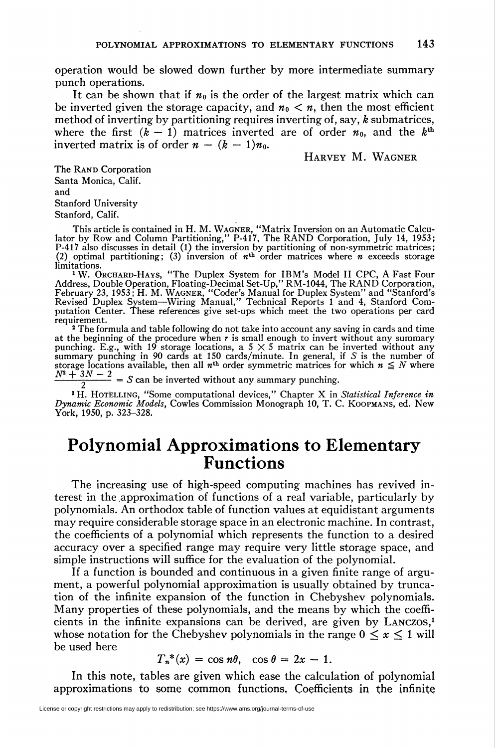operation would be slowed down further by more intermediate summary punch operations.

It can be shown that if $n_0$ is the order of the largest matrix which can be inverted given the storage capacity, and $n_0 < n$, then the most efficient method of inverting by partitioning requires inverting of, say, $k$ submatrices, where the first $(k - 1)$ matrices inverted are of order $n_0$, and the $k^{\text{th}}$ inverted matrix is of order $n - (k - 1)n_0$.

HARVEY M. WAGNER

The RAND Corporation
Santa Monica, Calif.
and
Stanford University
Stanford, Calif.

This article is contained in H. M. WAGNER, "Matrix Inversion on an Automatic Calculator by Row and Column Partitioning," P-417, The RAND Corporation, July 14, 1953; P-417 also discusses in detail (1) the inversion by partitioning of non-symmetric matrices; (2) optimal partitioning; (3) inversion of $n^{\text{th}}$ order matrices where $n$ exceeds storage limitations.

[1] W. ORCHARD-HAYS, "The Duplex System for IBM's Model II CPC, A Fast Four Address, Double Operation, Floating-Decimal Set-Up," RM-1044, The RAND Corporation, February 23, 1953; H. M. WAGNER, "Coder's Manual for Duplex System" and "Stanford's Revised Duplex System—Wiring Manual," Technical Reports 1 and 4, Stanford Computation Center. These references give set-ups which meet the two operations per card requirement.

[2] The formula and table following do not take into account any saving in cards and time at the beginning of the procedure when $r$ is small enough to invert without any summary punching. E.g., with 19 storage locations, a $5 \times 5$ matrix can be inverted without any summary punching in 90 cards at 150 cards/minute. In general, if $S$ is the number of storage locations available, then all $n^{\text{th}}$ order symmetric matrices for which $n \leq N$ where $\frac{N^2 + 3N - 2}{2} = S$ can be inverted without any summary punching.

[3] H. HOTELLING, "Some computational devices," Chapter X in *Statistical Inference in Dynamic Economic Models*, Cowles Commission Monograph 10, T. C. KOOPMANS, ed. New York, 1950, p. 323–328.

# Polynomial Approximations to Elementary Functions

The increasing use of high-speed computing machines has revived interest in the approximation of functions of a real variable, particularly by polynomials. An orthodox table of function values at equidistant arguments may require considerable storage space in an electronic machine. In contrast, the coefficients of a polynomial which represents the function to a desired accuracy over a specified range may require very little storage space, and simple instructions will suffice for the evaluation of the polynomial.

If a function is bounded and continuous in a given finite range of argument, a powerful polynomial approximation is usually obtained by truncation of the infinite expansion of the function in Chebyshev polynomials. Many properties of these polynomials, and the means by which the coefficients in the infinite expansions can be derived, are given by LANCZOS,[1] whose notation for the Chebyshev polynomials in the range $0 \leq x \leq 1$ will be used here

$$T_n^*(x) = \cos n\theta, \quad \cos \theta = 2x - 1.$$

In this note, tables are given which ease the calculation of polynomial approximations to some common functions. Coefficients in the infinite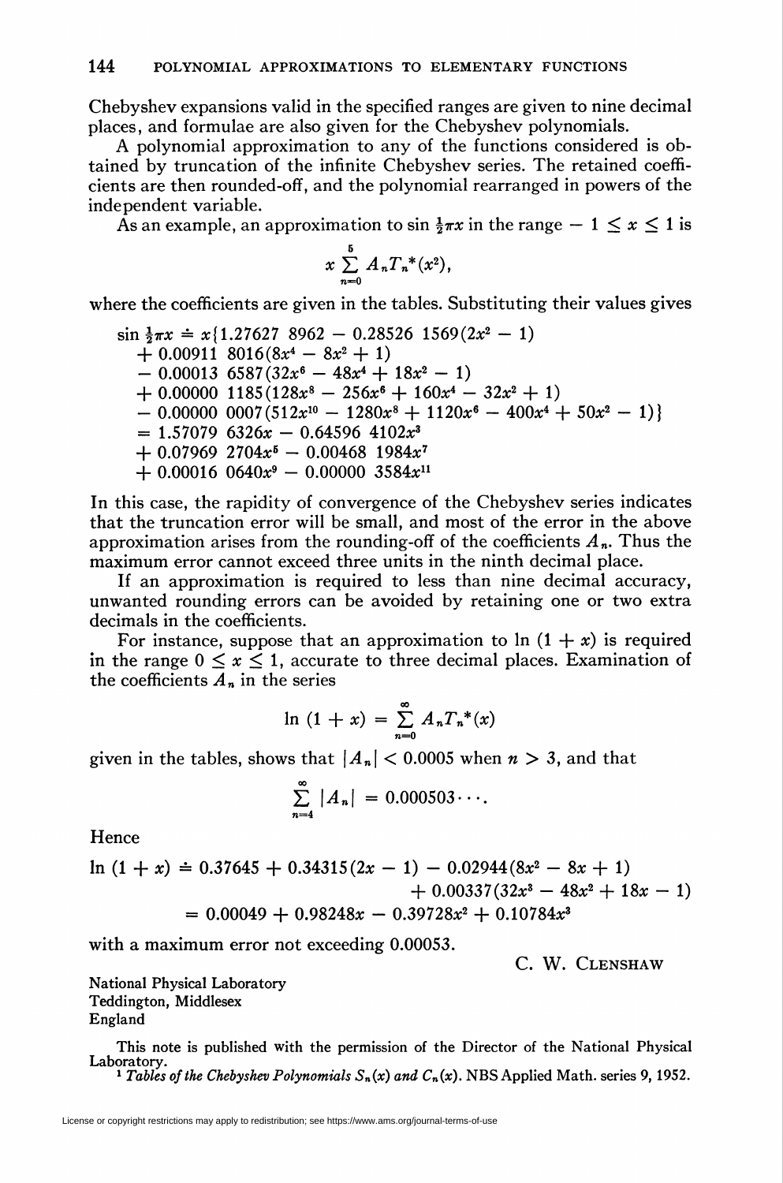Chebyshev expansions valid in the specified ranges are given to nine decimal places, and formulae are also given for the Chebyshev polynomials.

A polynomial approximation to any of the functions considered is obtained by truncation of the infinite Chebyshev series. The retained coefficients are then rounded-off, and the polynomial rearranged in powers of the independent variable.

As an example, an approximation to $\sin \frac{1}{2}\pi x$ in the range $-1 \leq x \leq 1$ is

$$x \sum_{n=0}^{5} A_n T_n^*(x^2),$$

where the coefficients are given in the tables. Substituting their values gives

$$\begin{aligned}
\sin \tfrac{1}{2}\pi x &\doteq x\{1.27627\ 8962 - 0.28526\ 1569(2x^2 - 1) \\
&+ 0.00911\ 8016(8x^4 - 8x^2 + 1) \\
&- 0.00013\ 6587(32x^6 - 48x^4 + 18x^2 - 1) \\
&+ 0.00000\ 1185(128x^8 - 256x^6 + 160x^4 - 32x^2 + 1) \\
&- 0.00000\ 0007(512x^{10} - 1280x^8 + 1120x^6 - 400x^4 + 50x^2 - 1)\} \\
&= 1.57079\ 6326x - 0.64596\ 4102x^3 \\
&+ 0.07969\ 2704x^5 - 0.00468\ 1984x^7 \\
&+ 0.00016\ 0640x^9 - 0.00000\ 3584x^{11}
\end{aligned}$$

In this case, the rapidity of convergence of the Chebyshev series indicates that the truncation error will be small, and most of the error in the above approximation arises from the rounding-off of the coefficients $A_n$. Thus the maximum error cannot exceed three units in the ninth decimal place.

If an approximation is required to less than nine decimal accuracy, unwanted rounding errors can be avoided by retaining one or two extra decimals in the coefficients.

For instance, suppose that an approximation to $\ln(1 + x)$ is required in the range $0 \leq x \leq 1$, accurate to three decimal places. Examination of the coefficients $A_n$ in the series

$$\ln(1 + x) = \sum_{n=0}^{\infty} A_n T_n^*(x)$$

given in the tables, shows that $|A_n| < 0.0005$ when $n > 3$, and that

$$\sum_{n=4}^{\infty} |A_n| = 0.000503 \cdots.$$

Hence

$$\begin{aligned}
\ln(1 + x) &\doteq 0.37645 + 0.34315(2x - 1) - 0.02944(8x^2 - 8x + 1) \\
&\qquad + 0.00337(32x^3 - 48x^2 + 18x - 1) \\
&= 0.00049 + 0.98248x - 0.39728x^2 + 0.10784x^3
\end{aligned}$$

with a maximum error not exceeding 0.00053.

C. W. Clenshaw

National Physical Laboratory
Teddington, Middlesex
England

This note is published with the permission of the Director of the National Physical Laboratory.

[1] *Tables of the Chebyshev Polynomials $S_n(x)$ and $C_n(x)$*. NBS Applied Math. series 9, 1952.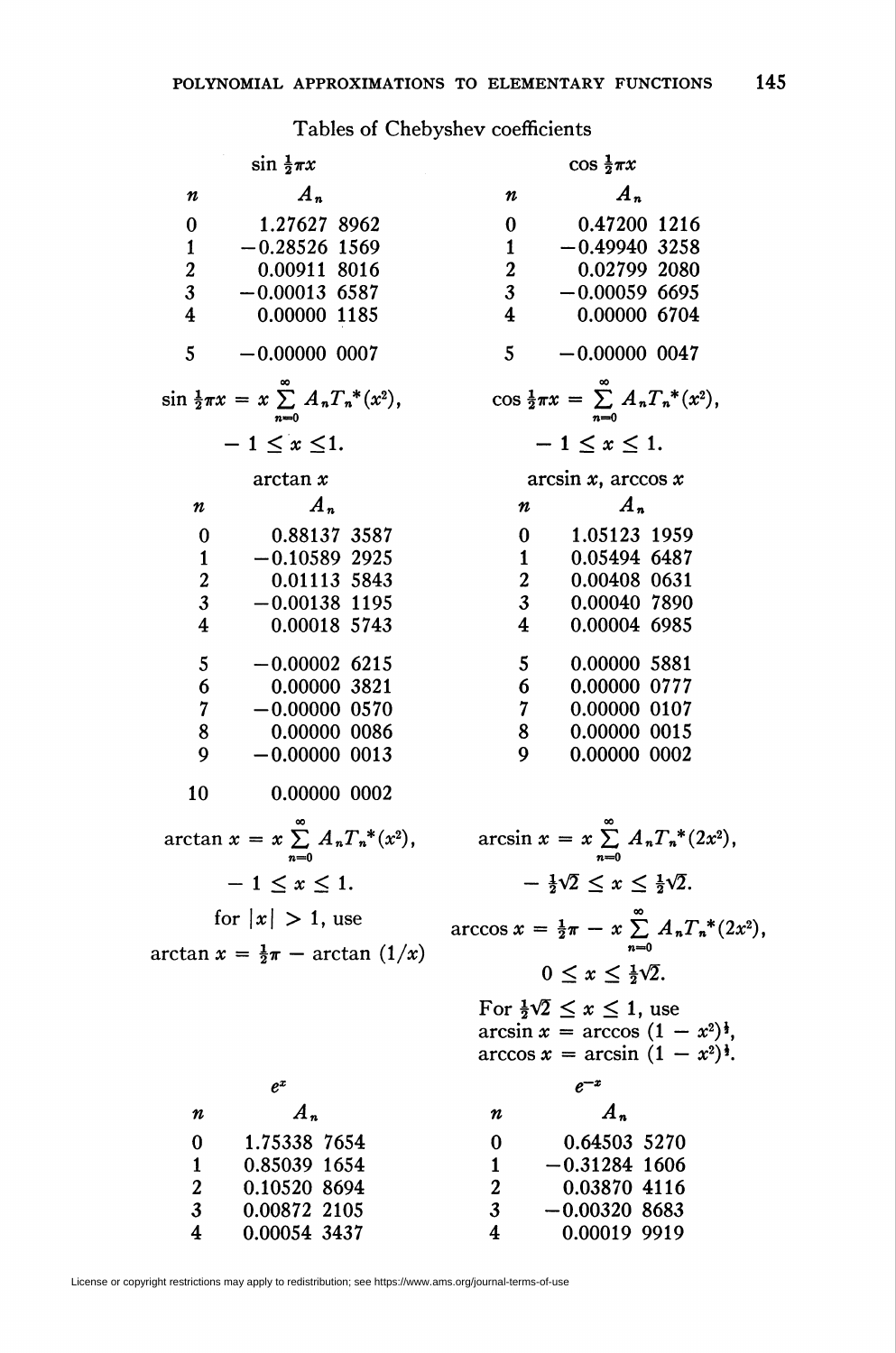Tables of Chebyshev coefficients

$\sin \frac{1}{2}\pi x$

| $n$ | $A_n$ |
|---|---|
| 0 | 1.27627 8962 |
| 1 | −0.28526 1569 |
| 2 | 0.00911 8016 |
| 3 | −0.00013 6587 |
| 4 | 0.00000 1185 |
| 5 | −0.00000 0007 |

$$\sin \tfrac{1}{2}\pi x = x \sum_{n=0}^{\infty} A_n T_n^*(x^2),$$

$$-1 \leq x \leq 1.$$

$\cos \frac{1}{2}\pi x$

| $n$ | $A_n$ |
|---|---|
| 0 | 0.47200 1216 |
| 1 | −0.49940 3258 |
| 2 | 0.02799 2080 |
| 3 | −0.00059 6695 |
| 4 | 0.00000 6704 |
| 5 | −0.00000 0047 |

$$\cos \tfrac{1}{2}\pi x = \sum_{n=0}^{\infty} A_n T_n^*(x^2),$$

$$-1 \leq x \leq 1.$$

$\arctan x$

| $n$ | $A_n$ |
|---|---|
| 0 | 0.88137 3587 |
| 1 | −0.10589 2925 |
| 2 | 0.01113 5843 |
| 3 | −0.00138 1195 |
| 4 | 0.00018 5743 |
| 5 | −0.00002 6215 |
| 6 | 0.00000 3821 |
| 7 | −0.00000 0570 |
| 8 | 0.00000 0086 |
| 9 | −0.00000 0013 |
| 10 | 0.00000 0002 |

$$\arctan x = x \sum_{n=0}^{\infty} A_n T_n^*(x^2),$$

$$-1 \leq x \leq 1.$$

for $|x| > 1$, use

$$\arctan x = \tfrac{1}{2}\pi - \arctan (1/x)$$

$\arcsin x$, $\arccos x$

| $n$ | $A_n$ |
|---|---|
| 0 | 1.05123 1959 |
| 1 | 0.05494 6487 |
| 2 | 0.00408 0631 |
| 3 | 0.00040 7890 |
| 4 | 0.00004 6985 |
| 5 | 0.00000 5881 |
| 6 | 0.00000 0777 |
| 7 | 0.00000 0107 |
| 8 | 0.00000 0015 |
| 9 | 0.00000 0002 |

$$\arcsin x = x \sum_{n=0}^{\infty} A_n T_n^*(2x^2),$$

$$-\tfrac{1}{2}\sqrt{2} \leq x \leq \tfrac{1}{2}\sqrt{2}.$$

$$\arccos x = \tfrac{1}{2}\pi - x \sum_{n=0}^{\infty} A_n T_n^*(2x^2),$$

$$0 \leq x \leq \tfrac{1}{2}\sqrt{2}.$$

For $\frac{1}{2}\sqrt{2} \leq x \leq 1$, use
$\arcsin x = \arccos (1 - x^2)^{\frac{1}{2}}$,
$\arccos x = \arcsin (1 - x^2)^{\frac{1}{2}}$.

$e^x$

| $n$ | $A_n$ |
|---|---|
| 0 | 1.75338 7654 |
| 1 | 0.85039 1654 |
| 2 | 0.10520 8694 |
| 3 | 0.00872 2105 |
| 4 | 0.00054 3437 |

$e^{-x}$

| $n$ | $A_n$ |
|---|---|
| 0 | 0.64503 5270 |
| 1 | −0.31284 1606 |
| 2 | 0.03870 4116 |
| 3 | −0.00320 8683 |
| 4 | 0.00019 9919 |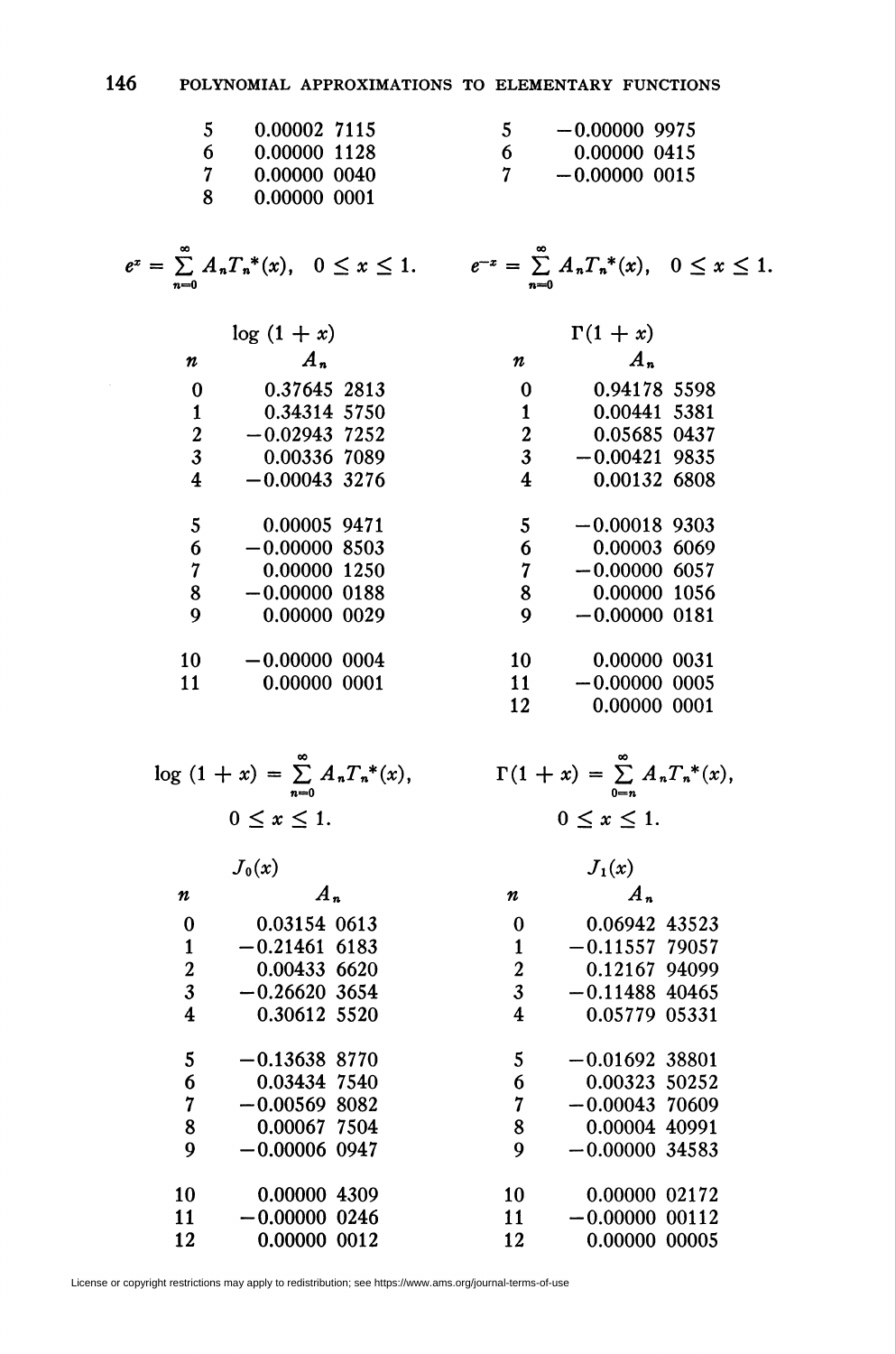| $n$ | $A_n$ |
|---|---|
| 5 | 0.00002 7115 |
| 6 | 0.00000 1128 |
| 7 | 0.00000 0040 |
| 8 | 0.00000 0001 |

$$e^x = \sum_{n=0}^{\infty} A_n T_n^*(x), \quad 0 \le x \le 1.$$

| $n$ | $A_n$ |
|---|---|
| 5 | −0.00000 9975 |
| 6 | 0.00000 0415 |
| 7 | −0.00000 0015 |

$$e^{-x} = \sum_{n=0}^{\infty} A_n T_n^*(x), \quad 0 \le x \le 1.$$

$\log(1 + x)$

| $n$ | $A_n$ |
|---|---|
| 0 | 0.37645 2813 |
| 1 | 0.34314 5750 |
| 2 | −0.02943 7252 |
| 3 | 0.00336 7089 |
| 4 | −0.00043 3276 |
| 5 | 0.00005 9471 |
| 6 | −0.00000 8503 |
| 7 | 0.00000 1250 |
| 8 | −0.00000 0188 |
| 9 | 0.00000 0029 |
| 10 | −0.00000 0004 |
| 11 | 0.00000 0001 |

$$\log(1 + x) = \sum_{n=0}^{\infty} A_n T_n^*(x), \quad 0 \le x \le 1.$$

$\Gamma(1 + x)$

| $n$ | $A_n$ |
|---|---|
| 0 | 0.94178 5598 |
| 1 | 0.00441 5381 |
| 2 | 0.05685 0437 |
| 3 | −0.00421 9835 |
| 4 | 0.00132 6808 |
| 5 | −0.00018 9303 |
| 6 | 0.00003 6069 |
| 7 | −0.00000 6057 |
| 8 | 0.00000 1056 |
| 9 | −0.00000 0181 |
| 10 | 0.00000 0031 |
| 11 | −0.00000 0005 |
| 12 | 0.00000 0001 |

$$\Gamma(1 + x) = \sum_{0=n}^{\infty} A_n T_n^*(x), \quad 0 \le x \le 1.$$

$J_0(x)$

| $n$ | $A_n$ |
|---|---|
| 0 | 0.03154 0613 |
| 1 | −0.21461 6183 |
| 2 | 0.00433 6620 |
| 3 | −0.26620 3654 |
| 4 | 0.30612 5520 |
| 5 | −0.13638 8770 |
| 6 | 0.03434 7540 |
| 7 | −0.00569 8082 |
| 8 | 0.00067 7504 |
| 9 | −0.00006 0947 |
| 10 | 0.00000 4309 |
| 11 | −0.00000 0246 |
| 12 | 0.00000 0012 |

$J_1(x)$

| $n$ | $A_n$ |
|---|---|
| 0 | 0.06942 43523 |
| 1 | −0.11557 79057 |
| 2 | 0.12167 94099 |
| 3 | −0.11488 40465 |
| 4 | 0.05779 05331 |
| 5 | −0.01692 38801 |
| 6 | 0.00323 50252 |
| 7 | −0.00043 70609 |
| 8 | 0.00004 40991 |
| 9 | −0.00000 34583 |
| 10 | 0.00000 02172 |
| 11 | −0.00000 00112 |
| 12 | 0.00000 00005 |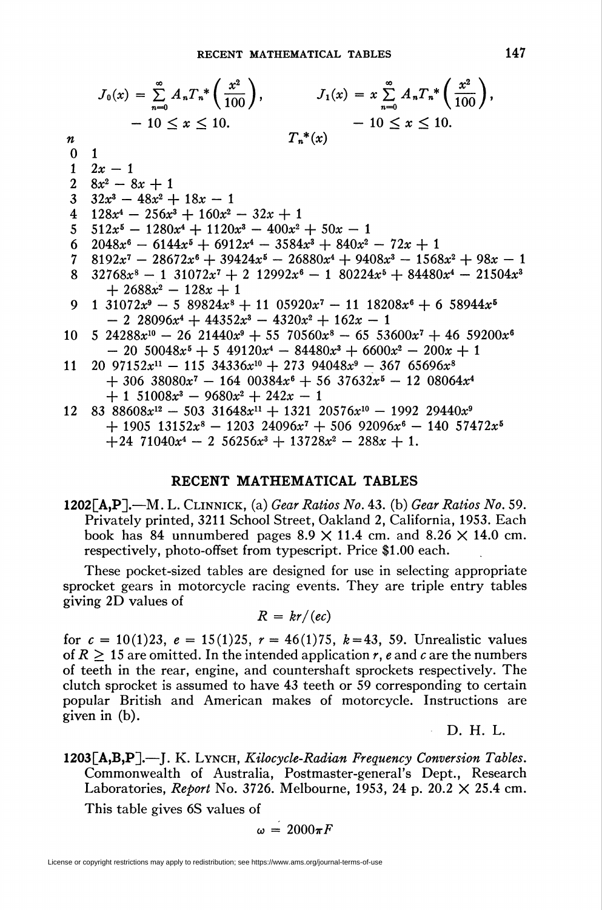$$J_0(x) = \sum_{n=0}^{\infty} A_n T_n^*\left(\frac{x^2}{100}\right), \qquad J_1(x) = x\sum_{n=0}^{\infty} A_n T_n^*\left(\frac{x^2}{100}\right),$$

$$-10 \leq x \leq 10. \qquad\qquad -10 \leq x \leq 10.$$

| $n$ | $T_n^*(x)$ |
|---|---|
| 0 | $1$ |
| 1 | $2x - 1$ |
| 2 | $8x^2 - 8x + 1$ |
| 3 | $32x^3 - 48x^2 + 18x - 1$ |
| 4 | $128x^4 - 256x^3 + 160x^2 - 32x + 1$ |
| 5 | $512x^5 - 1280x^4 + 1120x^3 - 400x^2 + 50x - 1$ |
| 6 | $2048x^6 - 6144x^5 + 6912x^4 - 3584x^3 + 840x^2 - 72x + 1$ |
| 7 | $8192x^7 - 28672x^6 + 39424x^5 - 26880x^4 + 9408x^3 - 1568x^2 + 98x - 1$ |
| 8 | $32768x^8 - 1\ 31072x^7 + 2\ 12992x^6 - 1\ 80224x^5 + 84480x^4 - 21504x^3 + 2688x^2 - 128x + 1$ |
| 9 | $1\ 31072x^9 - 5\ 89824x^8 + 11\ 05920x^7 - 11\ 18208x^6 + 6\ 58944x^5 - 2\ 28096x^4 + 44352x^3 - 4320x^2 + 162x - 1$ |
| 10 | $5\ 24288x^{10} - 26\ 21440x^9 + 55\ 70560x^8 - 65\ 53600x^7 + 46\ 59200x^6 - 20\ 50048x^5 + 5\ 49120x^4 - 84480x^3 + 6600x^2 - 200x + 1$ |
| 11 | $20\ 97152x^{11} - 115\ 34336x^{10} + 273\ 94048x^9 - 367\ 65696x^8 + 306\ 38080x^7 - 164\ 00384x^6 + 56\ 37632x^5 - 12\ 08064x^4 + 1\ 51008x^3 - 9680x^2 + 242x - 1$ |
| 12 | $83\ 88608x^{12} - 503\ 31648x^{11} + 1321\ 20576x^{10} - 1992\ 29440x^9 + 1905\ 13152x^8 - 1203\ 24096x^7 + 506\ 92096x^6 - 140\ 57472x^5 + 24\ 71040x^4 - 2\ 56256x^3 + 13728x^2 - 288x + 1.$ |

## RECENT MATHEMATICAL TABLES

**1202[A,P].**—M. L. Clinnick, (a) *Gear Ratios No.* 43. (b) *Gear Ratios No.* 59. Privately printed, 3211 School Street, Oakland 2, California, 1953. Each book has 84 unnumbered pages 8.9 × 11.4 cm. and 8.26 × 14.0 cm. respectively, photo-offset from typescript. Price $1.00 each.

These pocket-sized tables are designed for use in selecting appropriate sprocket gears in motorcycle racing events. They are triple entry tables giving 2D values of

$$R = kr/(ec)$$

for $c = 10(1)23$, $e = 15(1)25$, $r = 46(1)75$, $k = 43$, 59. Unrealistic values of $R \geq 15$ are omitted. In the intended application $r$, $e$ and $c$ are the numbers of teeth in the rear, engine, and countershaft sprockets respectively. The clutch sprocket is assumed to have 43 teeth or 59 corresponding to certain popular British and American makes of motorcycle. Instructions are given in (b).

D. H. L.

**1203[A,B,P].**—J. K. Lynch, *Kilocycle-Radian Frequency Conversion Tables.* Commonwealth of Australia, Postmaster-general's Dept., Research Laboratories, *Report* No. 3726. Melbourne, 1953, 24 p. 20.2 × 25.4 cm.

This table gives 6S values of

$$\omega = 2000\pi F$$